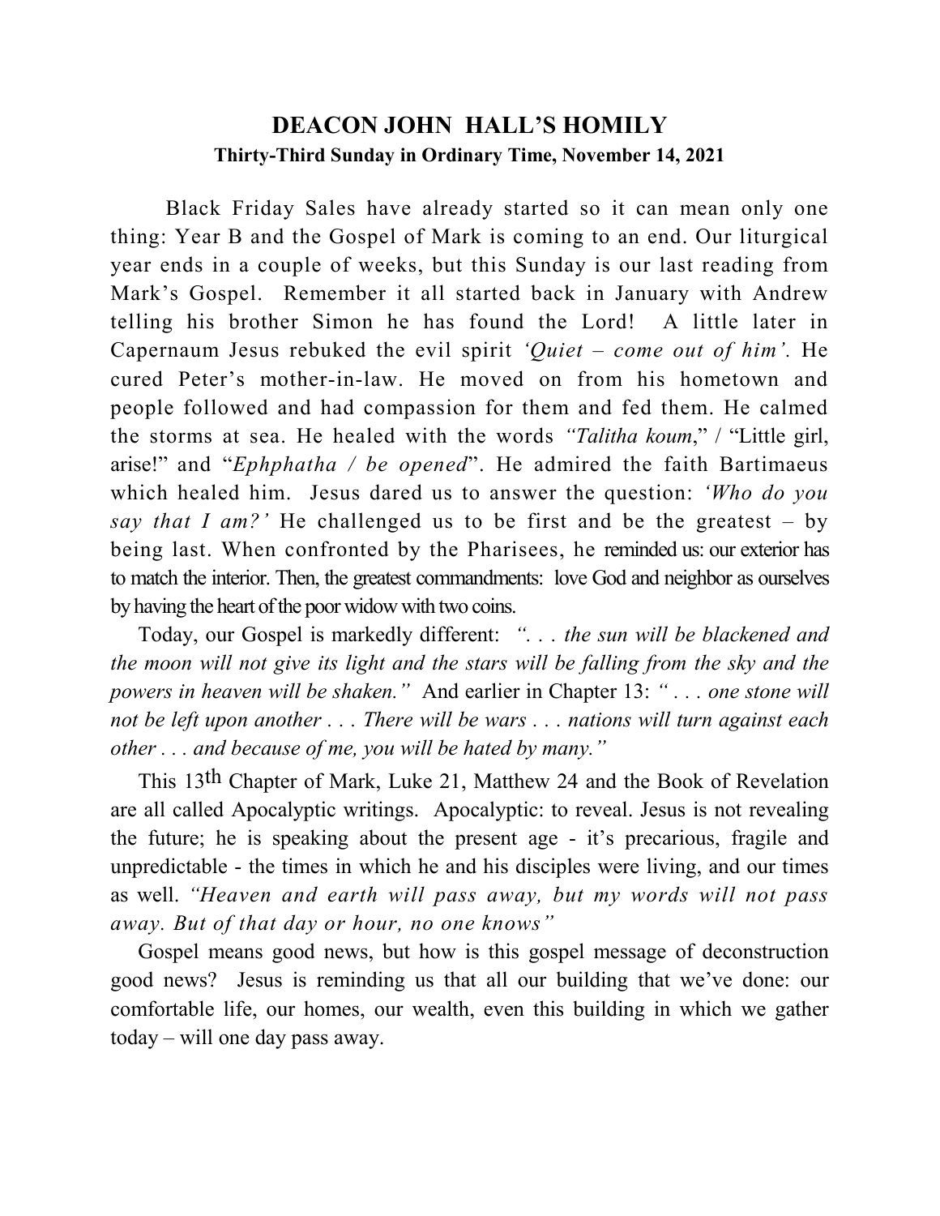# DEACON JOHN HALL'S HOMILY

**Thirty-Third Sunday in Ordinary Time, November 14, 2021**

Black Friday Sales have already started so it can mean only one thing: Year B and the Gospel of Mark is coming to an end. Our liturgical year ends in a couple of weeks, but this Sunday is our last reading from Mark's Gospel. Remember it all started back in January with Andrew telling his brother Simon he has found the Lord! A little later in Capernaum Jesus rebuked the evil spirit *'Quiet – come out of him'.* He cured Peter's mother-in-law. He moved on from his hometown and people followed and had compassion for them and fed them. He calmed the storms at sea. He healed with the words *"Talitha koum*," / "Little girl, arise!" and "*Ephphatha / be opened*". He admired the faith Bartimaeus which healed him. Jesus dared us to answer the question: *'Who do you say that I am?'* He challenged us to be first and be the greatest – by being last. When confronted by the Pharisees, he reminded us: our exterior has to match the interior. Then, the greatest commandments: love God and neighbor as ourselves by having the heart of the poor widow with two coins.

Today, our Gospel is markedly different: *". . . the sun will be blackened and the moon will not give its light and the stars will be falling from the sky and the powers in heaven will be shaken."* And earlier in Chapter 13: *" . . . one stone will not be left upon another . . . There will be wars . . . nations will turn against each other . . . and because of me, you will be hated by many."*

This 13th Chapter of Mark, Luke 21, Matthew 24 and the Book of Revelation are all called Apocalyptic writings. Apocalyptic: to reveal. Jesus is not revealing the future; he is speaking about the present age - it's precarious, fragile and unpredictable - the times in which he and his disciples were living, and our times as well. *"Heaven and earth will pass away, but my words will not pass away. But of that day or hour, no one knows"*

Gospel means good news, but how is this gospel message of deconstruction good news? Jesus is reminding us that all our building that we've done: our comfortable life, our homes, our wealth, even this building in which we gather today – will one day pass away.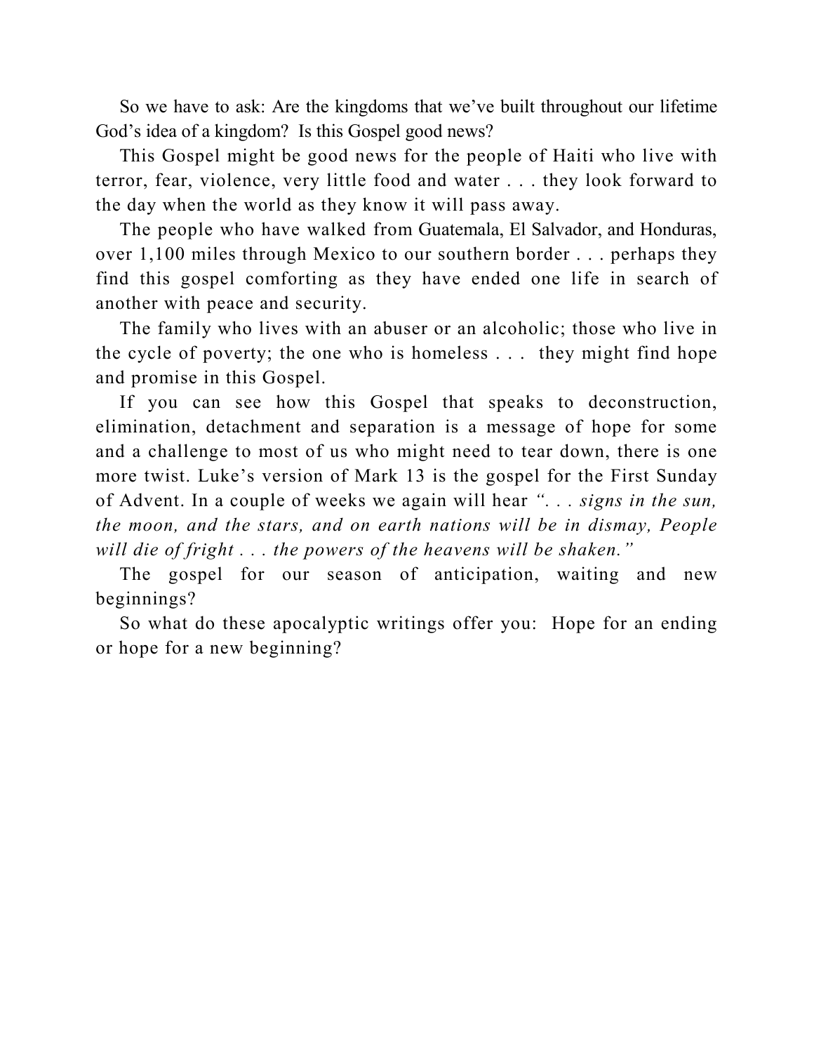So we have to ask: Are the kingdoms that we've built throughout our lifetime God's idea of a kingdom? Is this Gospel good news?

This Gospel might be good news for the people of Haiti who live with terror, fear, violence, very little food and water . . . they look forward to the day when the world as they know it will pass away.

The people who have walked from Guatemala, El Salvador, and Honduras, over 1,100 miles through Mexico to our southern border . . . perhaps they find this gospel comforting as they have ended one life in search of another with peace and security.

The family who lives with an abuser or an alcoholic; those who live in the cycle of poverty; the one who is homeless . . . they might find hope and promise in this Gospel.

If you can see how this Gospel that speaks to deconstruction, elimination, detachment and separation is a message of hope for some and a challenge to most of us who might need to tear down, there is one more twist. Luke's version of Mark 13 is the gospel for the First Sunday of Advent. In a couple of weeks we again will hear *". . . signs in the sun, the moon, and the stars, and on earth nations will be in dismay, People will die of fright . . . the powers of the heavens will be shaken."*

The gospel for our season of anticipation, waiting and new beginnings?

So what do these apocalyptic writings offer you: Hope for an ending or hope for a new beginning?